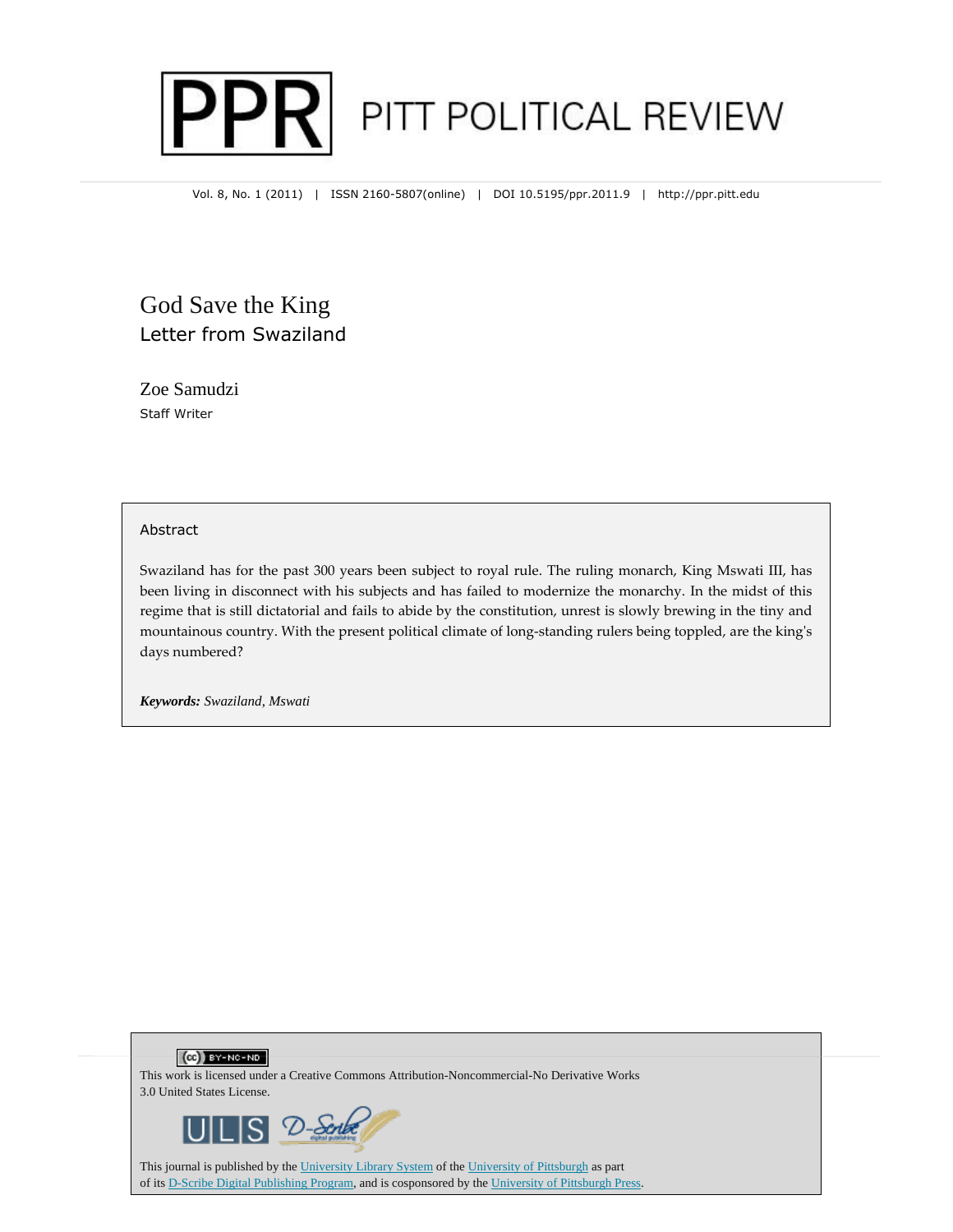# PITT POLITICAL REVIEW

Vol. 8, No. 1 (2011) | ISSN 2160-5807(online) | DOI 10.5195/ppr.2011.9 | http://ppr.pitt.edu

# God Save the King

## Letter from Swaziland

Zoe Samudzi
Staff Writer

### Abstract

Swaziland has for the past 300 years been subject to royal rule. The ruling monarch, King Mswati III, has been living in disconnect with his subjects and has failed to modernize the monarchy. In the midst of this regime that is still dictatorial and fails to abide by the constitution, unrest is slowly brewing in the tiny and mountainous country. With the present political climate of long-standing rulers being toppled, are the king's days numbered?

***Keywords:*** *Swaziland, Mswati*

This work is licensed under a Creative Commons Attribution-Noncommercial-No Derivative Works 3.0 United States License.

This journal is published by the University Library System of the University of Pittsburgh as part of its D-Scribe Digital Publishing Program, and is cosponsored by the University of Pittsburgh Press.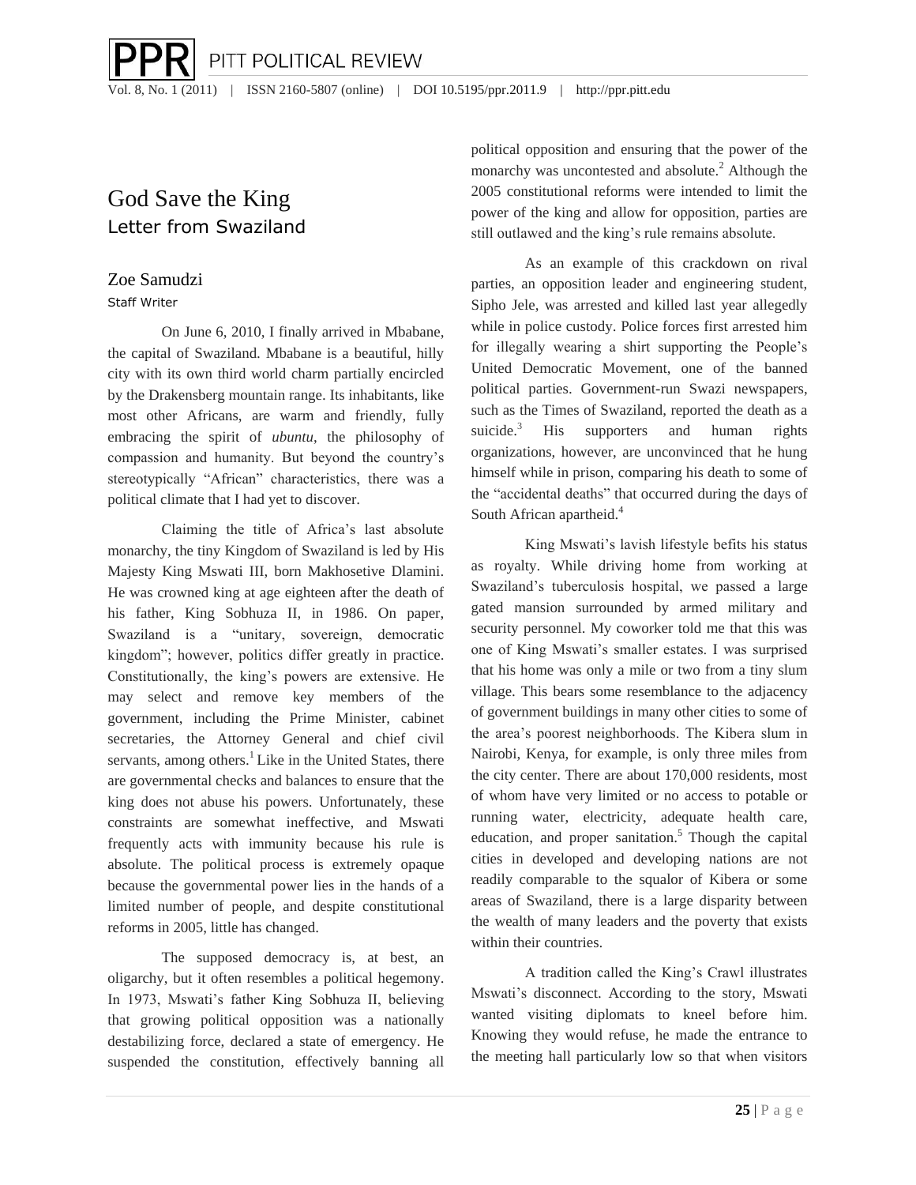# God Save the King

## Letter from Swaziland

### Zoe Samudzi

Staff Writer

On June 6, 2010, I finally arrived in Mbabane, the capital of Swaziland. Mbabane is a beautiful, hilly city with its own third world charm partially encircled by the Drakensberg mountain range. Its inhabitants, like most other Africans, are warm and friendly, fully embracing the spirit of *ubuntu*, the philosophy of compassion and humanity. But beyond the country's stereotypically "African" characteristics, there was a political climate that I had yet to discover.

Claiming the title of Africa's last absolute monarchy, the tiny Kingdom of Swaziland is led by His Majesty King Mswati III, born Makhosetive Dlamini. He was crowned king at age eighteen after the death of his father, King Sobhuza II, in 1986. On paper, Swaziland is a "unitary, sovereign, democratic kingdom"; however, politics differ greatly in practice. Constitutionally, the king's powers are extensive. He may select and remove key members of the government, including the Prime Minister, cabinet secretaries, the Attorney General and chief civil servants, among others.[1] Like in the United States, there are governmental checks and balances to ensure that the king does not abuse his powers. Unfortunately, these constraints are somewhat ineffective, and Mswati frequently acts with immunity because his rule is absolute. The political process is extremely opaque because the governmental power lies in the hands of a limited number of people, and despite constitutional reforms in 2005, little has changed.

The supposed democracy is, at best, an oligarchy, but it often resembles a political hegemony. In 1973, Mswati's father King Sobhuza II, believing that growing political opposition was a nationally destabilizing force, declared a state of emergency. He suspended the constitution, effectively banning all political opposition and ensuring that the power of the monarchy was uncontested and absolute.[2] Although the 2005 constitutional reforms were intended to limit the power of the king and allow for opposition, parties are still outlawed and the king's rule remains absolute.

As an example of this crackdown on rival parties, an opposition leader and engineering student, Sipho Jele, was arrested and killed last year allegedly while in police custody. Police forces first arrested him for illegally wearing a shirt supporting the People's United Democratic Movement, one of the banned political parties. Government-run Swazi newspapers, such as the Times of Swaziland, reported the death as a suicide.[3] His supporters and human rights organizations, however, are unconvinced that he hung himself while in prison, comparing his death to some of the "accidental deaths" that occurred during the days of South African apartheid.[4]

King Mswati's lavish lifestyle befits his status as royalty. While driving home from working at Swaziland's tuberculosis hospital, we passed a large gated mansion surrounded by armed military and security personnel. My coworker told me that this was one of King Mswati's smaller estates. I was surprised that his home was only a mile or two from a tiny slum village. This bears some resemblance to the adjacency of government buildings in many other cities to some of the area's poorest neighborhoods. The Kibera slum in Nairobi, Kenya, for example, is only three miles from the city center. There are about 170,000 residents, most of whom have very limited or no access to potable or running water, electricity, adequate health care, education, and proper sanitation.[5] Though the capital cities in developed and developing nations are not readily comparable to the squalor of Kibera or some areas of Swaziland, there is a large disparity between the wealth of many leaders and the poverty that exists within their countries.

A tradition called the King's Crawl illustrates Mswati's disconnect. According to the story, Mswati wanted visiting diplomats to kneel before him. Knowing they would refuse, he made the entrance to the meeting hall particularly low so that when visitors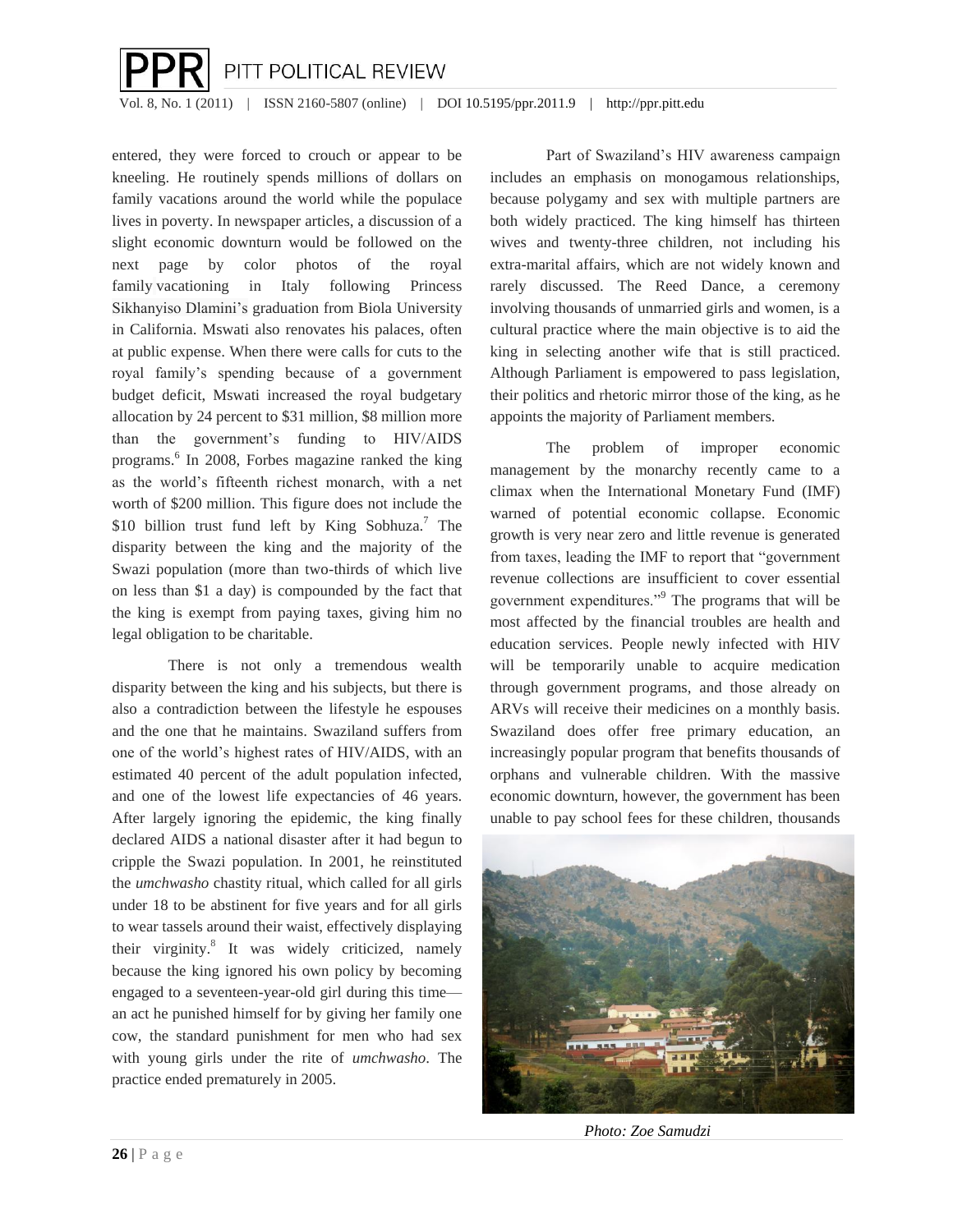entered, they were forced to crouch or appear to be kneeling. He routinely spends millions of dollars on family vacations around the world while the populace lives in poverty. In newspaper articles, a discussion of a slight economic downturn would be followed on the next page by color photos of the royal family vacationing in Italy following Princess Sikhanyiso Dlamini's graduation from Biola University in California. Mswati also renovates his palaces, often at public expense. When there were calls for cuts to the royal family's spending because of a government budget deficit, Mswati increased the royal budgetary allocation by 24 percent to $31 million, $8 million more than the government's funding to HIV/AIDS programs.[6] In 2008, Forbes magazine ranked the king as the world's fifteenth richest monarch, with a net worth of $200 million. This figure does not include the $10 billion trust fund left by King Sobhuza.[7] The disparity between the king and the majority of the Swazi population (more than two-thirds of which live on less than $1 a day) is compounded by the fact that the king is exempt from paying taxes, giving him no legal obligation to be charitable.

There is not only a tremendous wealth disparity between the king and his subjects, but there is also a contradiction between the lifestyle he espouses and the one that he maintains. Swaziland suffers from one of the world's highest rates of HIV/AIDS, with an estimated 40 percent of the adult population infected, and one of the lowest life expectancies of 46 years. After largely ignoring the epidemic, the king finally declared AIDS a national disaster after it had begun to cripple the Swazi population. In 2001, he reinstituted the *umchwasho* chastity ritual, which called for all girls under 18 to be abstinent for five years and for all girls to wear tassels around their waist, effectively displaying their virginity.[8] It was widely criticized, namely because the king ignored his own policy by becoming engaged to a seventeen-year-old girl during this time—an act he punished himself for by giving her family one cow, the standard punishment for men who had sex with young girls under the rite of *umchwasho*. The practice ended prematurely in 2005.

Part of Swaziland's HIV awareness campaign includes an emphasis on monogamous relationships, because polygamy and sex with multiple partners are both widely practiced. The king himself has thirteen wives and twenty-three children, not including his extra-marital affairs, which are not widely known and rarely discussed. The Reed Dance, a ceremony involving thousands of unmarried girls and women, is a cultural practice where the main objective is to aid the king in selecting another wife that is still practiced. Although Parliament is empowered to pass legislation, their politics and rhetoric mirror those of the king, as he appoints the majority of Parliament members.

The problem of improper economic management by the monarchy recently came to a climax when the International Monetary Fund (IMF) warned of potential economic collapse. Economic growth is very near zero and little revenue is generated from taxes, leading the IMF to report that "government revenue collections are insufficient to cover essential government expenditures."[9] The programs that will be most affected by the financial troubles are health and education services. People newly infected with HIV will be temporarily unable to acquire medication through government programs, and those already on ARVs will receive their medicines on a monthly basis. Swaziland does offer free primary education, an increasingly popular program that benefits thousands of orphans and vulnerable children. With the massive economic downturn, however, the government has been unable to pay school fees for these children, thousands

*Photo: Zoe Samudzi*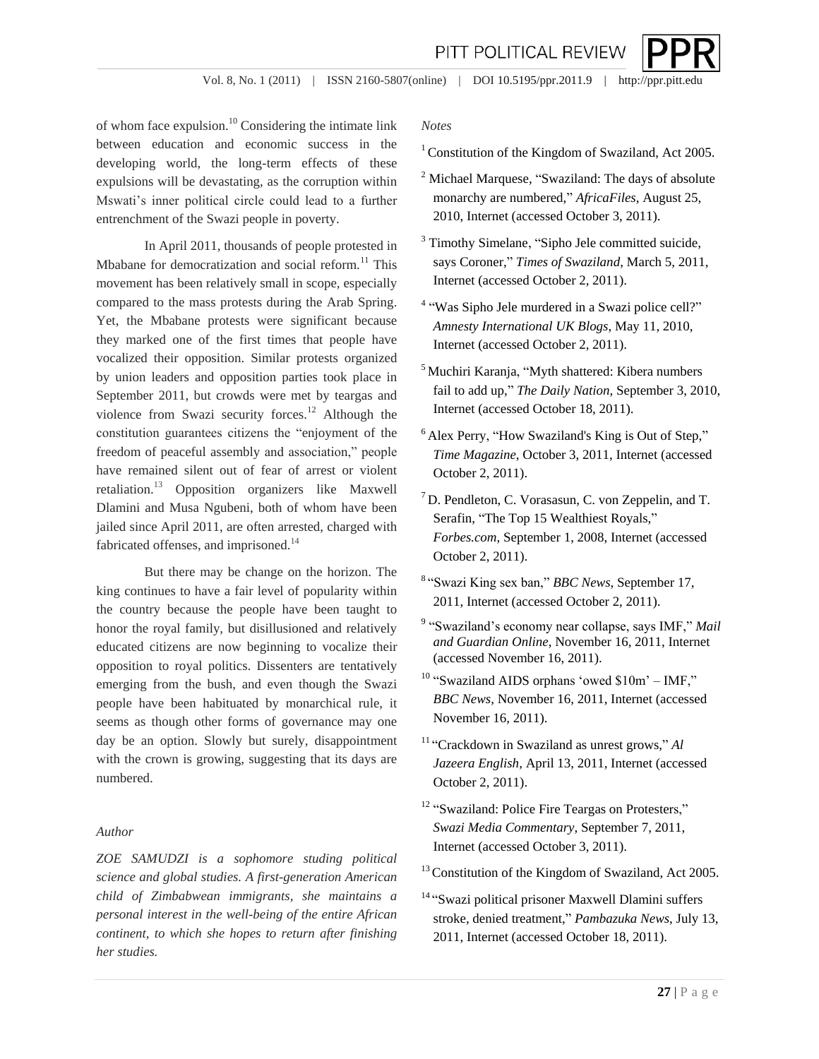of whom face expulsion.[10] Considering the intimate link between education and economic success in the developing world, the long-term effects of these expulsions will be devastating, as the corruption within Mswati's inner political circle could lead to a further entrenchment of the Swazi people in poverty.

In April 2011, thousands of people protested in Mbabane for democratization and social reform.[11] This movement has been relatively small in scope, especially compared to the mass protests during the Arab Spring. Yet, the Mbabane protests were significant because they marked one of the first times that people have vocalized their opposition. Similar protests organized by union leaders and opposition parties took place in September 2011, but crowds were met by teargas and violence from Swazi security forces.[12] Although the constitution guarantees citizens the "enjoyment of the freedom of peaceful assembly and association," people have remained silent out of fear of arrest or violent retaliation.[13] Opposition organizers like Maxwell Dlamini and Musa Ngubeni, both of whom have been jailed since April 2011, are often arrested, charged with fabricated offenses, and imprisoned.[14]

But there may be change on the horizon. The king continues to have a fair level of popularity within the country because the people have been taught to honor the royal family, but disillusioned and relatively educated citizens are now beginning to vocalize their opposition to royal politics. Dissenters are tentatively emerging from the bush, and even though the Swazi people have been habituated by monarchical rule, it seems as though other forms of governance may one day be an option. Slowly but surely, disappointment with the crown is growing, suggesting that its days are numbered.

*Author*

*ZOE SAMUDZI is a sophomore studing political science and global studies. A first-generation American child of Zimbabwean immigrants, she maintains a personal interest in the well-being of the entire African continent, to which she hopes to return after finishing her studies.*

*Notes*

[1] Constitution of the Kingdom of Swaziland, Act 2005.

[2] Michael Marquese, "Swaziland: The days of absolute monarchy are numbered," *AfricaFiles*, August 25, 2010, Internet (accessed October 3, 2011).

[3] Timothy Simelane, "Sipho Jele committed suicide, says Coroner," *Times of Swaziland*, March 5, 2011, Internet (accessed October 2, 2011).

[4] "Was Sipho Jele murdered in a Swazi police cell?" *Amnesty International UK Blogs*, May 11, 2010, Internet (accessed October 2, 2011).

[5] Muchiri Karanja, "Myth shattered: Kibera numbers fail to add up," *The Daily Nation*, September 3, 2010, Internet (accessed October 18, 2011).

[6] Alex Perry, "How Swaziland's King is Out of Step," *Time Magazine*, October 3, 2011, Internet (accessed October 2, 2011).

[7] D. Pendleton, C. Vorasasun, C. von Zeppelin, and T. Serafin, "The Top 15 Wealthiest Royals," *Forbes.com*, September 1, 2008, Internet (accessed October 2, 2011).

[8] "Swazi King sex ban," *BBC News*, September 17, 2011, Internet (accessed October 2, 2011).

[9] "Swaziland's economy near collapse, says IMF," *Mail and Guardian Online*, November 16, 2011, Internet (accessed November 16, 2011).

[10] "Swaziland AIDS orphans 'owed $10m' – IMF," *BBC News*, November 16, 2011, Internet (accessed November 16, 2011).

[11] "Crackdown in Swaziland as unrest grows," *Al Jazeera English*, April 13, 2011, Internet (accessed October 2, 2011).

[12] "Swaziland: Police Fire Teargas on Protesters," *Swazi Media Commentary*, September 7, 2011, Internet (accessed October 3, 2011).

[13] Constitution of the Kingdom of Swaziland, Act 2005.

[14] "Swazi political prisoner Maxwell Dlamini suffers stroke, denied treatment," *Pambazuka News*, July 13, 2011, Internet (accessed October 18, 2011).